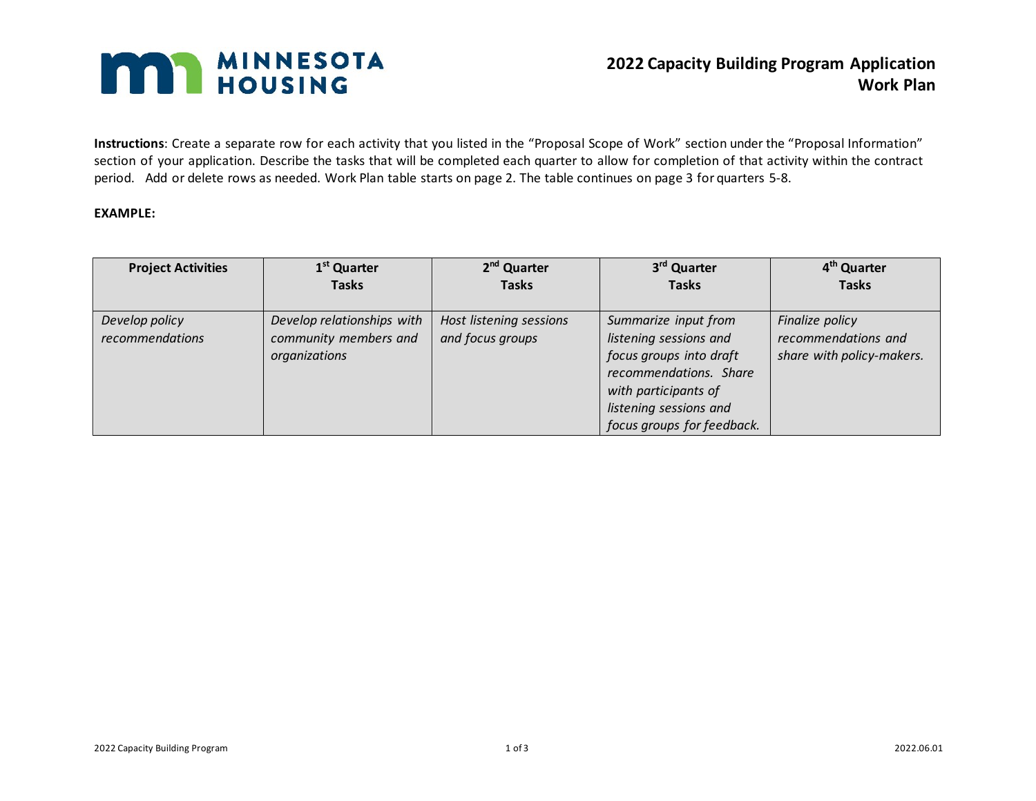# 2022 Capacity Building Program Application Work Plan

**Instructions**: Create a separate row for each activity that you listed in the "Proposal Scope of Work" section under the "Proposal Information" section of your application. Describe the tasks that will be completed each quarter to allow for completion of that activity within the contract period. Add or delete rows as needed. Work Plan table starts on page 2. The table continues on page 3 for quarters 5-8.

**EXAMPLE:**

| Project Activities | 1st Quarter Tasks | 2nd Quarter Tasks | 3rd Quarter Tasks | 4th Quarter Tasks |
|---|---|---|---|---|
| *Develop policy recommendations* | *Develop relationships with community members and organizations* | *Host listening sessions and focus groups* | *Summarize input from listening sessions and focus groups into draft recommendations. Share with participants of listening sessions and focus groups for feedback.* | *Finalize policy recommendations and share with policy-makers.* |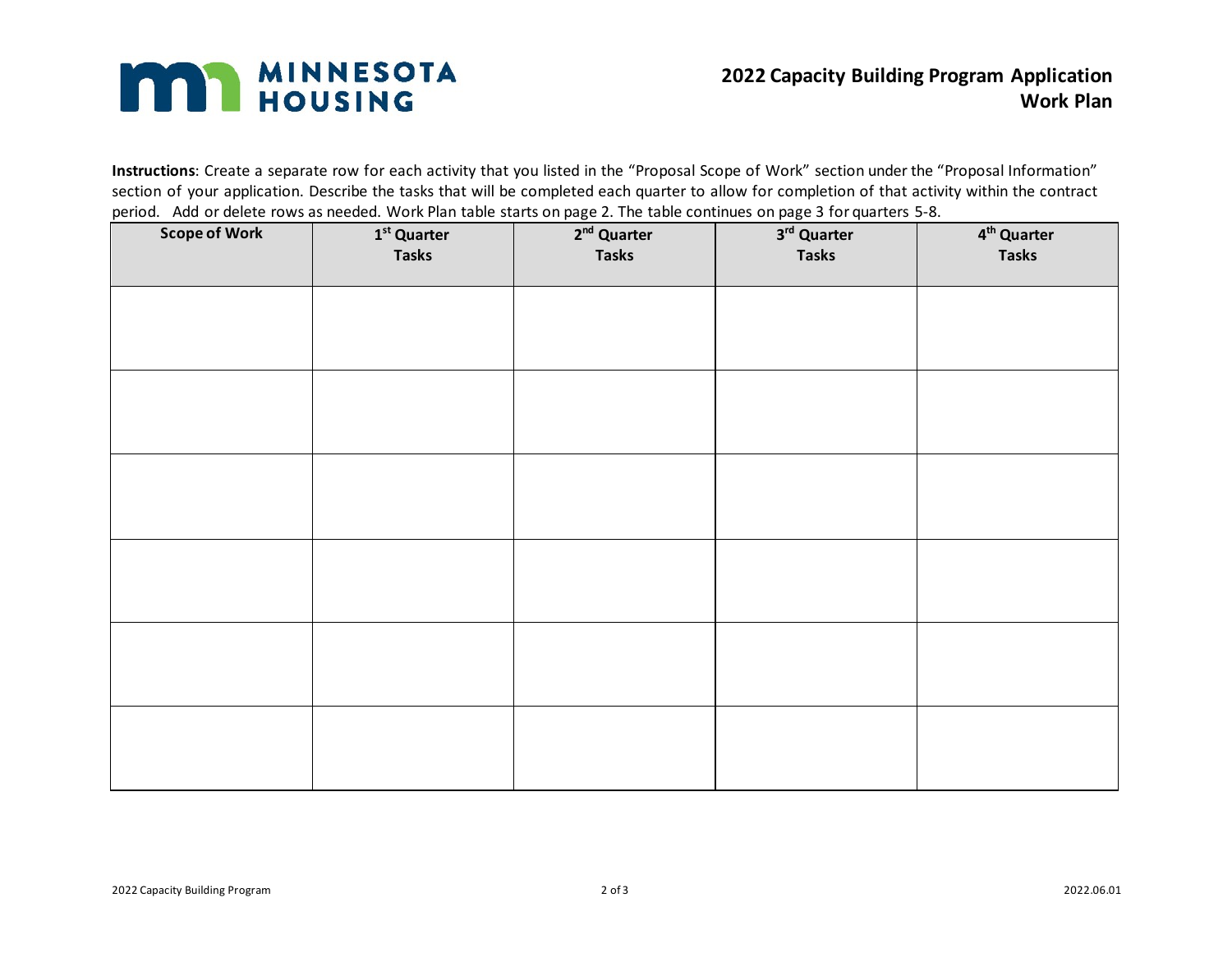**MINNESOTA HOUSING**

# 2022 Capacity Building Program Application
## Work Plan

**Instructions**: Create a separate row for each activity that you listed in the "Proposal Scope of Work" section under the "Proposal Information" section of your application. Describe the tasks that will be completed each quarter to allow for completion of that activity within the contract period. Add or delete rows as needed. Work Plan table starts on page 2. The table continues on page 3 for quarters 5-8.

| Scope of Work | 1st Quarter Tasks | 2nd Quarter Tasks | 3rd Quarter Tasks | 4th Quarter Tasks |
|---|---|---|---|---|
| | | | | |
| | | | | |
| | | | | |
| | | | | |
| | | | | |
| | | | | |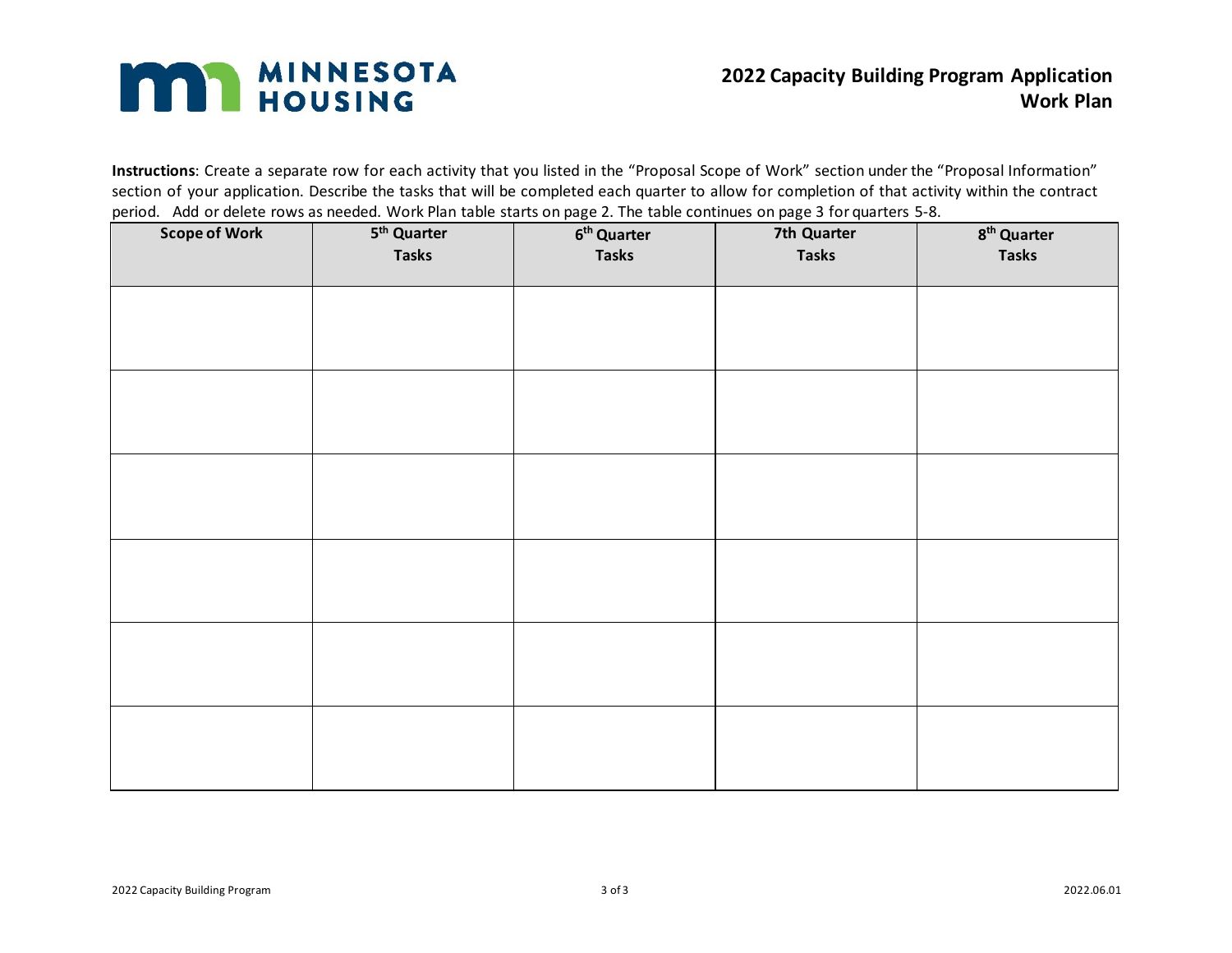**2022 Capacity Building Program Application**
**Work Plan**

**Instructions**: Create a separate row for each activity that you listed in the "Proposal Scope of Work" section under the "Proposal Information" section of your application. Describe the tasks that will be completed each quarter to allow for completion of that activity within the contract period. Add or delete rows as needed. Work Plan table starts on page 2. The table continues on page 3 for quarters 5-8.

| Scope of Work | 5th Quarter Tasks | 6th Quarter Tasks | 7th Quarter Tasks | 8th Quarter Tasks |
|---|---|---|---|---|
| | | | | |
| | | | | |
| | | | | |
| | | | | |
| | | | | |
| | | | | |